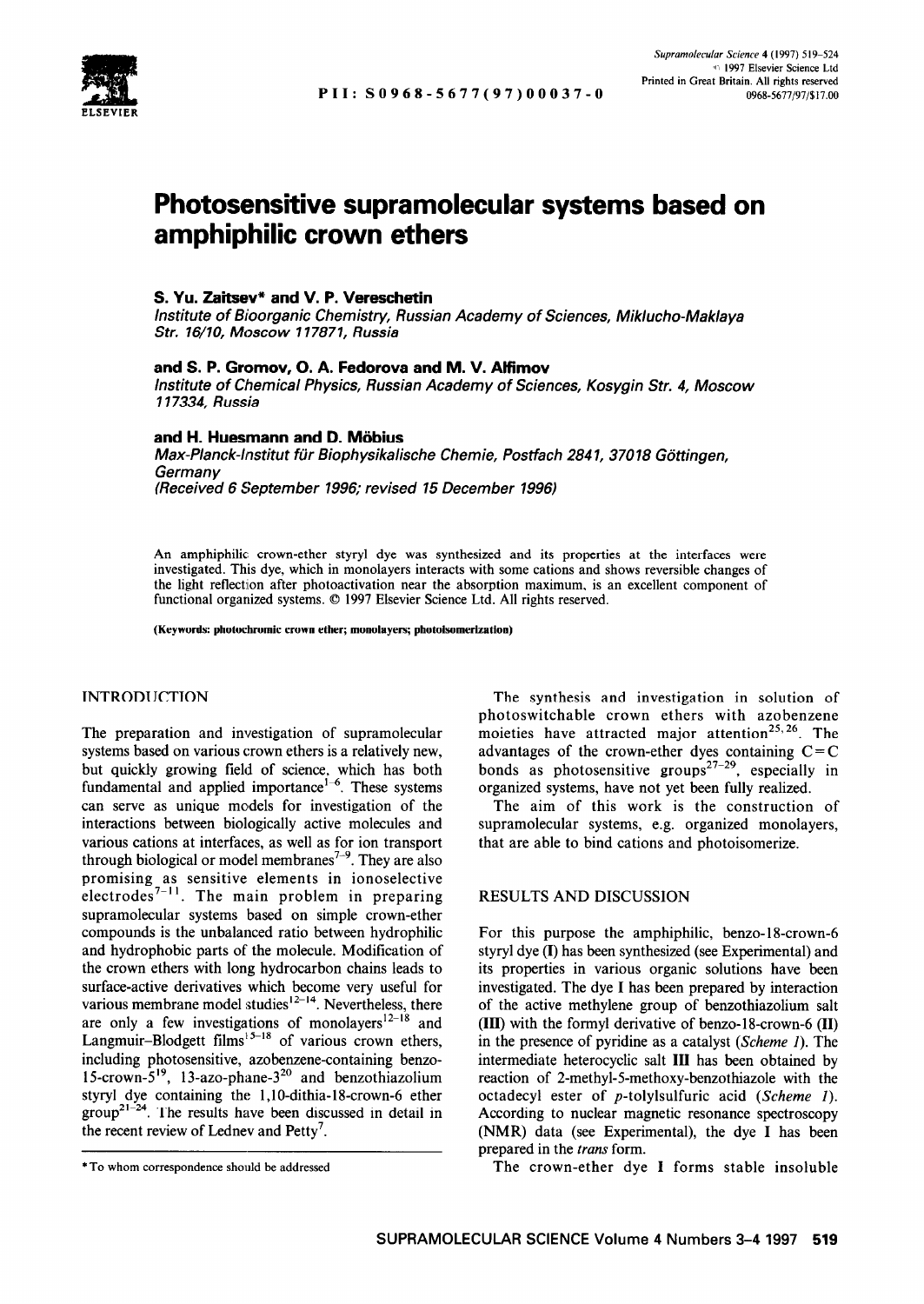# Photosensitive supramolecular systems based on amphiphilic crown ethers

**S. Yu. Zaitsev\* and V. P. Vereschetin**

*Institute of Bioorganic Chemistry, Russian Academy of Sciences, Miklucho-Maklaya Str. 16/10, Moscow 117871, Russia*

**and S. P. Gromov, O. A. Fedorova and M. V. Alfimov**

*Institute of Chemical Physics, Russian Academy of Sciences, Kosygin Str. 4, Moscow 117334, Russia*

**and H. Huesmann and D. Möbius**

*Max-Planck-Institut für Biophysikalische Chemie, Postfach 2841, 37018 Göttingen, Germany*

*(Received 6 September 1996; revised 15 December 1996)*

An amphiphilic crown-ether styryl dye was synthesized and its properties at the interfaces were investigated. This dye, which in monolayers interacts with some cations and shows reversible changes of the light reflection after photoactivation near the absorption maximum, is an excellent component of functional organized systems. © 1997 Elsevier Science Ltd. All rights reserved.

**(Keywords: photochromic crown ether; monolayers; photoisomerization)**

## INTRODUCTION

The preparation and investigation of supramolecular systems based on various crown ethers is a relatively new, but quickly growing field of science, which has both fundamental and applied importance[1–6]. These systems can serve as unique models for investigation of the interactions between biologically active molecules and various cations at interfaces, as well as for ion transport through biological or model membranes[7–9]. They are also promising as sensitive elements in ionoselective electrodes[7–11]. The main problem in preparing supramolecular systems based on simple crown-ether compounds is the unbalanced ratio between hydrophilic and hydrophobic parts of the molecule. Modification of the crown ethers with long hydrocarbon chains leads to surface-active derivatives which become very useful for various membrane model studies[12–14]. Nevertheless, there are only a few investigations of monolayers[12–18] and Langmuir–Blodgett films[15–18] of various crown ethers, including photosensitive, azobenzene-containing benzo-15-crown-5[19], 13-azo-phane-3[20] and benzothiazolium styryl dye containing the 1,10-dithia-18-crown-6 ether group[21–24]. The results have been discussed in detail in the recent review of Lednev and Petty[7].

The synthesis and investigation in solution of photoswitchable crown ethers with azobenzene moieties have attracted major attention[25,26]. The advantages of the crown-ether dyes containing C=C bonds as photosensitive groups[27–29], especially in organized systems, have not yet been fully realized.

The aim of this work is the construction of supramolecular systems, e.g. organized monolayers, that are able to bind cations and photoisomerize.

## RESULTS AND DISCUSSION

For this purpose the amphiphilic, benzo-18-crown-6 styryl dye (**I**) has been synthesized (see Experimental) and its properties in various organic solutions have been investigated. The dye **I** has been prepared by interaction of the active methylene group of benzothiazolium salt (**III**) with the formyl derivative of benzo-18-crown-6 (**II**) in the presence of pyridine as a catalyst (*Scheme 1*). The intermediate heterocyclic salt **III** has been obtained by reaction of 2-methyl-5-methoxy-benzothiazole with the octadecyl ester of *p*-tolylsulfuric acid (*Scheme 1*). According to nuclear magnetic resonance spectroscopy (NMR) data (see Experimental), the dye **I** has been prepared in the *trans* form.

The crown-ether dye **I** forms stable insoluble

\*To whom correspondence should be addressed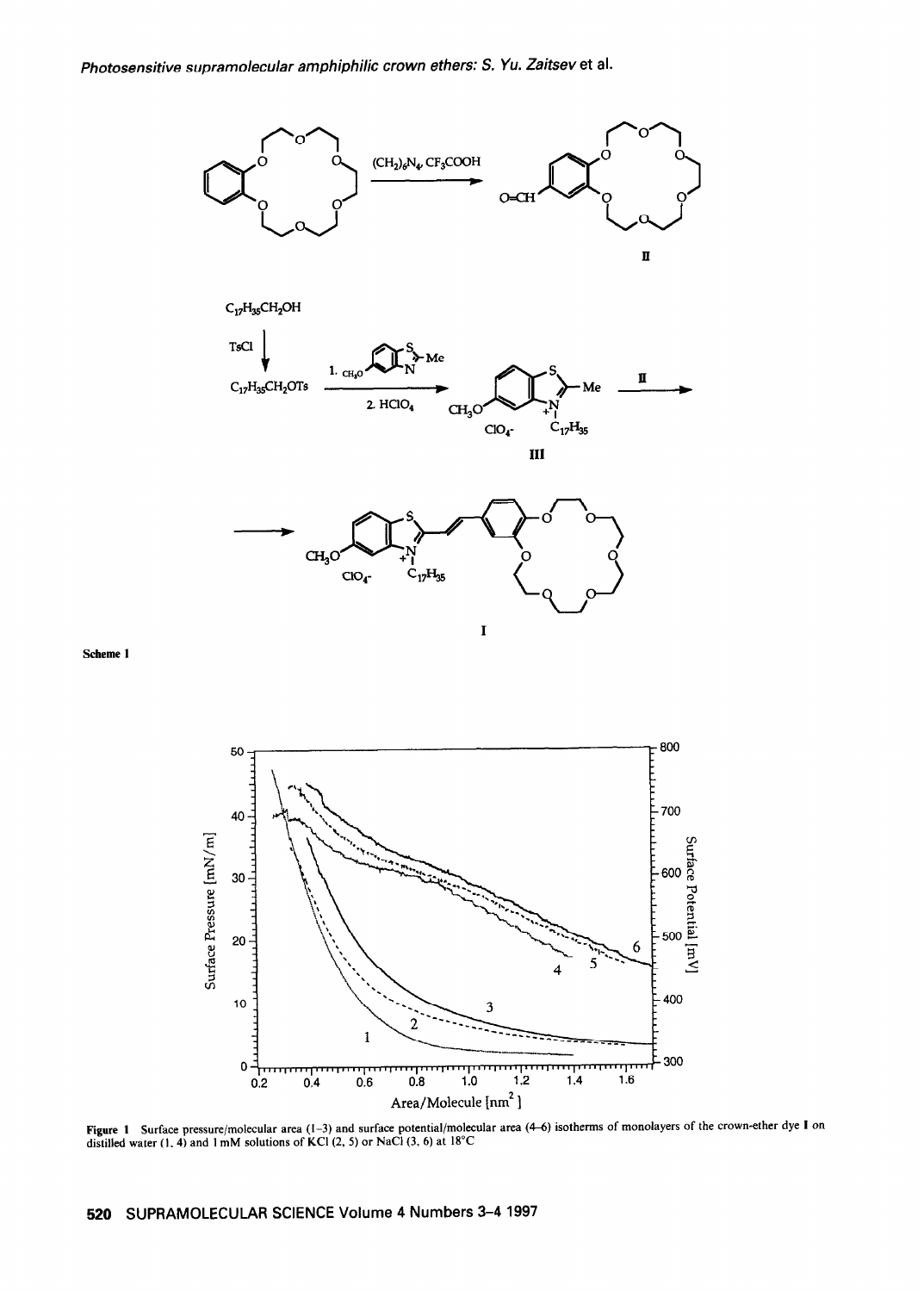Scheme 1

Figure 1 Surface pressure/molecular area (1–3) and surface potential/molecular area (4–6) isotherms of monolayers of the crown-ether dye I on distilled water (1, 4) and 1 mM solutions of KCl (2, 5) or NaCl (3, 6) at 18°C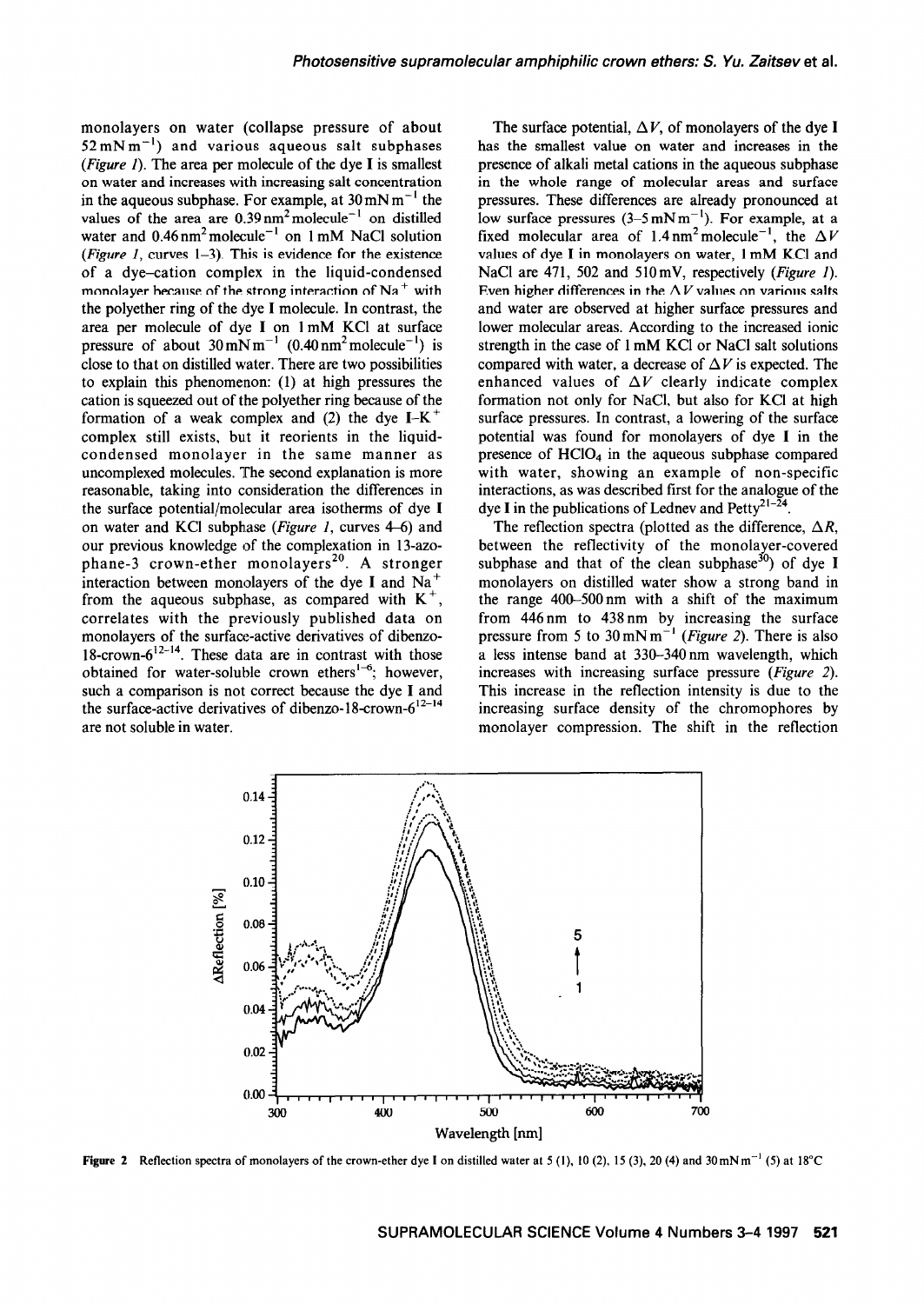monolayers on water (collapse pressure of about $52\,mN\,m^{-1}$) and various aqueous salt subphases (*Figure 1*). The area per molecule of the dye **I** is smallest on water and increases with increasing salt concentration in the aqueous subphase. For example, at $30\,mN\,m^{-1}$ the values of the area are $0.39\,nm^2\,molecule^{-1}$ on distilled water and $0.46\,nm^2\,molecule^{-1}$ on 1 mM NaCl solution (*Figure 1*, curves 1–3). This is evidence for the existence of a dye–cation complex in the liquid-condensed monolayer because of the strong interaction of $Na^+$ with the polyether ring of the dye **I** molecule. In contrast, the area per molecule of dye **I** on 1 mM KCl at surface pressure of about $30\,mN\,m^{-1}$ ($0.40\,nm^2\,molecule^{-1}$) is close to that on distilled water. There are two possibilities to explain this phenomenon: (1) at high pressures the cation is squeezed out of the polyether ring because of the formation of a weak complex and (2) the dye $I$–$K^+$ complex still exists, but it reorients in the liquid-condensed monolayer in the same manner as uncomplexed molecules. The second explanation is more reasonable, taking into consideration the differences in the surface potential/molecular area isotherms of dye **I** on water and KCl subphase (*Figure 1*, curves 4–6) and our previous knowledge of the complexation in 13-azophane-3 crown-ether monolayers[20]. A stronger interaction between monolayers of the dye **I** and $Na^+$ from the aqueous subphase, as compared with $K^+$, correlates with the previously published data on monolayers of the surface-active derivatives of dibenzo-18-crown-6[12–14]. These data are in contrast with those obtained for water-soluble crown ethers[1–6]; however, such a comparison is not correct because the dye **I** and the surface-active derivatives of dibenzo-18-crown-6[12–14] are not soluble in water.

The surface potential, $\Delta V$, of monolayers of the dye **I** has the smallest value on water and increases in the presence of alkali metal cations in the aqueous subphase in the whole range of molecular areas and surface pressures. These differences are already pronounced at low surface pressures ($3$–$5\,mN\,m^{-1}$). For example, at a fixed molecular area of $1.4\,nm^2\,molecule^{-1}$, the $\Delta V$ values of dye **I** in monolayers on water, 1 mM KCl and NaCl are 471, 502 and 510 mV, respectively (*Figure 1*). Even higher differences in the $\Delta V$ values on various salts and water are observed at higher surface pressures and lower molecular areas. According to the increased ionic strength in the case of 1 mM KCl or NaCl salt solutions compared with water, a decrease of $\Delta V$ is expected. The enhanced values of $\Delta V$ clearly indicate complex formation not only for NaCl, but also for KCl at high surface pressures. In contrast, a lowering of the surface potential was found for monolayers of dye **I** in the presence of $HClO_4$ in the aqueous subphase compared with water, showing an example of non-specific interactions, as was described first for the analogue of the dye **I** in the publications of Lednev and Petty[21–24].

The reflection spectra (plotted as the difference, $\Delta R$, between the reflectivity of the monolayer-covered subphase and that of the clean subphase[30]) of dye **I** monolayers on distilled water show a strong band in the range 400–500 nm with a shift of the maximum from 446 nm to 438 nm by increasing the surface pressure from 5 to $30\,mN\,m^{-1}$ (*Figure 2*). There is also a less intense band at 330–340 nm wavelength, which increases with increasing surface pressure (*Figure 2*). This increase in the reflection intensity is due to the increasing surface density of the chromophores by monolayer compression. The shift in the reflection

**Figure 2** Reflection spectra of monolayers of the crown-ether dye **I** on distilled water at 5 (1), 10 (2), 15 (3), 20 (4) and $30\,mN\,m^{-1}$ (5) at 18°C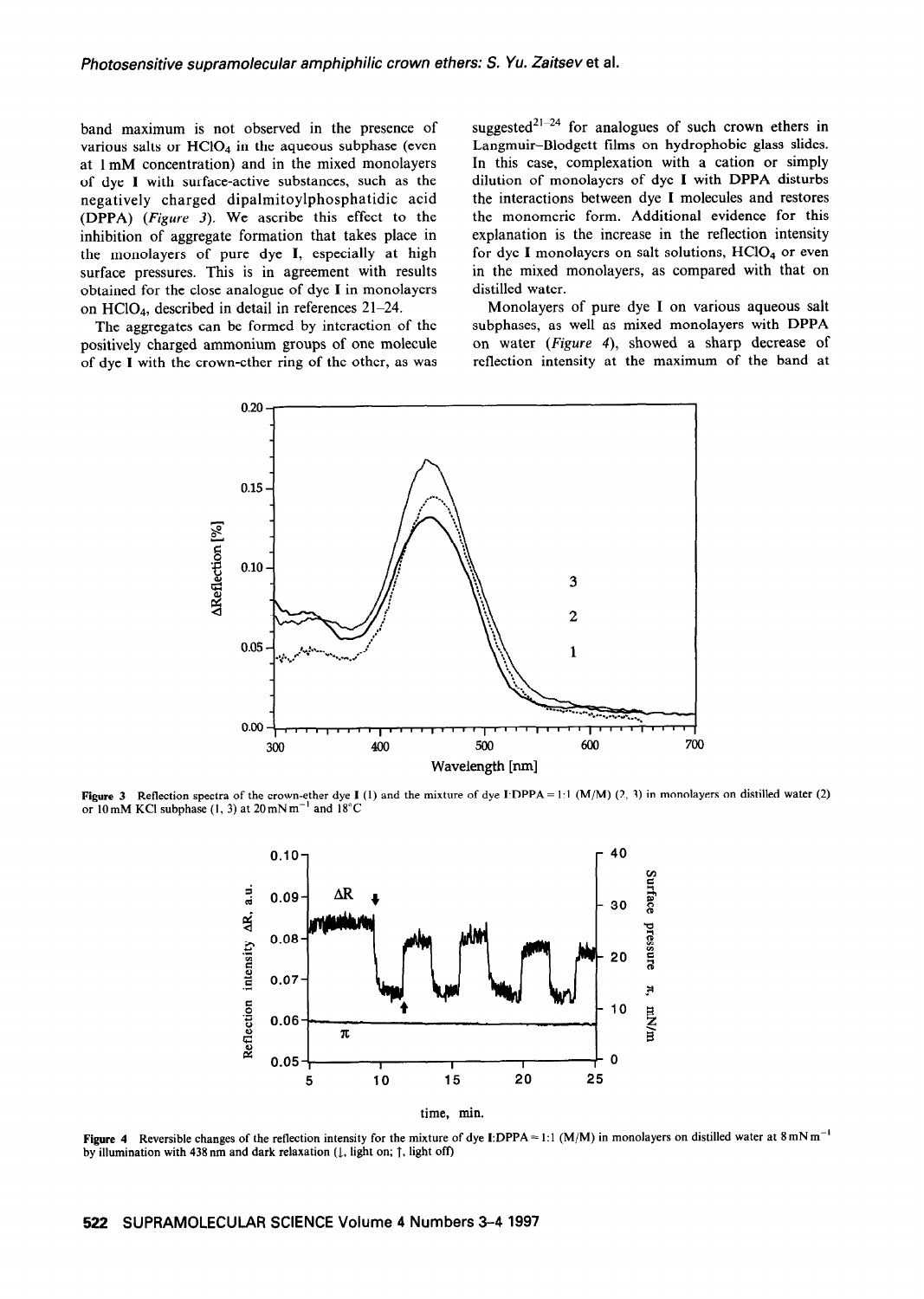band maximum is not observed in the presence of various salts or $HClO_4$ in the aqueous subphase (even at 1 mM concentration) and in the mixed monolayers of dye **I** with surface-active substances, such as the negatively charged dipalmitoylphosphatidic acid (DPPA) (*Figure 3*). We ascribe this effect to the inhibition of aggregate formation that takes place in the monolayers of pure dye **I**, especially at high surface pressures. This is in agreement with results obtained for the close analogue of dye **I** in monolayers on $HClO_4$, described in detail in references 21–24.

The aggregates can be formed by interaction of the positively charged ammonium groups of one molecule of dye **I** with the crown-ether ring of the other, as was suggested[21–24] for analogues of such crown ethers in Langmuir–Blodgett films on hydrophobic glass slides. In this case, complexation with a cation or simply dilution of monolayers of dye **I** with DPPA disturbs the interactions between dye **I** molecules and restores the monomeric form. Additional evidence for this explanation is the increase in the reflection intensity for dye **I** monolayers on salt solutions, $HClO_4$ or even in the mixed monolayers, as compared with that on distilled water.

Monolayers of pure dye **I** on various aqueous salt subphases, as well as mixed monolayers with DPPA on water (*Figure 4*), showed a sharp decrease of reflection intensity at the maximum of the band at

**Figure 3** Reflection spectra of the crown-ether dye **I** (1) and the mixture of dye I:DPPA = 1:1 (M/M) (2, 3) in monolayers on distilled water (2) or 10 mM KCl subphase (1, 3) at 20 mN m$^{-1}$ and 18°C

**Figure 4** Reversible changes of the reflection intensity for the mixture of dye I:DPPA = 1:1 (M/M) in monolayers on distilled water at 8 mN m$^{-1}$ by illumination with 438 nm and dark relaxation (↓, light on; ↑, light off)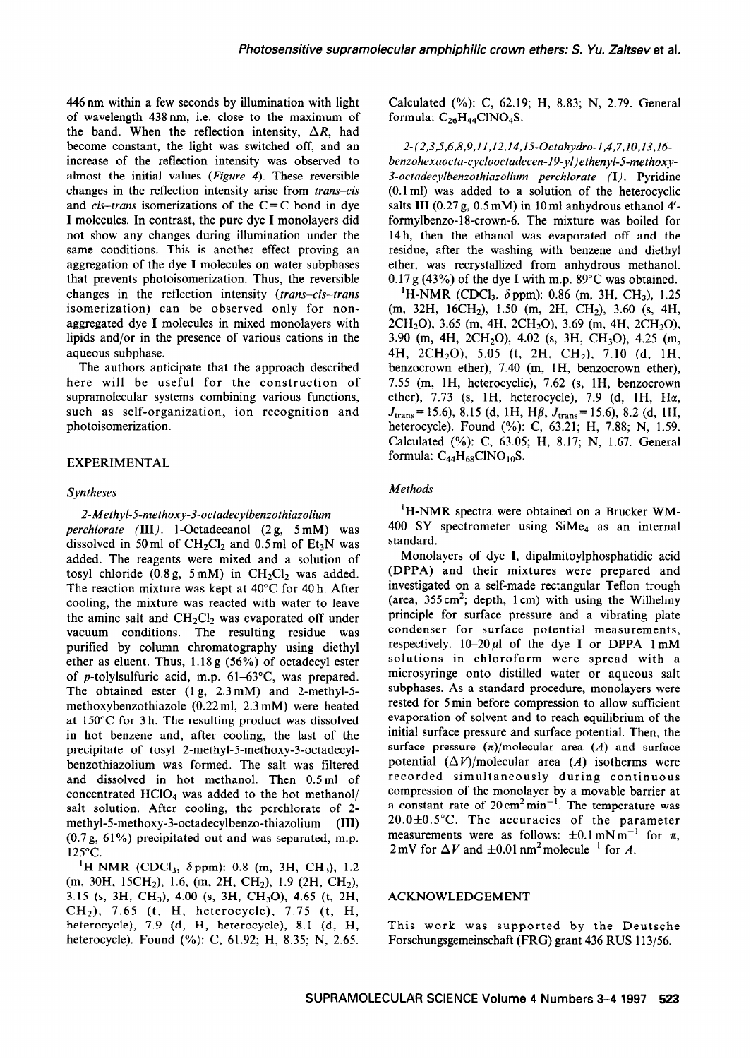446 nm within a few seconds by illumination with light of wavelength 438 nm, i.e. close to the maximum of the band. When the reflection intensity, $\Delta R$, had become constant, the light was switched off, and an increase of the reflection intensity was observed to almost the initial values (*Figure 4*). These reversible changes in the reflection intensity arise from *trans–cis* and *cis–trans* isomerizations of the C=C bond in dye **I** molecules. In contrast, the pure dye **I** monolayers did not show any changes during illumination under the same conditions. This is another effect proving an aggregation of the dye **I** molecules on water subphases that prevents photoisomerization. Thus, the reversible changes in the reflection intensity (*trans–cis–trans* isomerization) can be observed only for non-aggregated dye **I** molecules in mixed monolayers with lipids and/or in the presence of various cations in the aqueous subphase.

The authors anticipate that the approach described here will be useful for the construction of supramolecular systems combining various functions, such as self-organization, ion recognition and photoisomerization.

## EXPERIMENTAL

### *Syntheses*

*2-Methyl-5-methoxy-3-octadecylbenzothiazolium perchlorate* (**III**). 1-Octadecanol (2 g, 5 mM) was dissolved in 50 ml of $CH_2Cl_2$ and 0.5 ml of $Et_3N$ was added. The reagents were mixed and a solution of tosyl chloride (0.8 g, 5 mM) in $CH_2Cl_2$ was added. The reaction mixture was kept at 40°C for 40 h. After cooling, the mixture was reacted with water to leave the amine salt and $CH_2Cl_2$ was evaporated off under vacuum conditions. The resulting residue was purified by column chromatography using diethyl ether as eluent. Thus, 1.18 g (56%) of octadecyl ester of *p*-tolylsulfuric acid, m.p. 61–63°C, was prepared. The obtained ester (1 g, 2.3 mM) and 2-methyl-5-methoxybenzothiazole (0.22 ml, 2.3 mM) were heated at 150°C for 3 h. The resulting product was dissolved in hot benzene and, after cooling, the last of the precipitate of tosyl 2-methyl-5-methoxy-3-octadecylbenzothiazolium was formed. The salt was filtered and dissolved in hot methanol. Then 0.5 ml of concentrated $HClO_4$ was added to the hot methanol/salt solution. After cooling, the perchlorate of 2-methyl-5-methoxy-3-octadecylbenzo-thiazolium (**III**) (0.7 g, 61%) precipitated out and was separated, m.p. 125°C.

$^1$H-NMR ($CDCl_3$, $\delta$ ppm): 0.8 (m, 3H, $CH_3$), 1.2 (m, 30H, 15$CH_2$), 1.6, (m, 2H, $CH_2$), 1.9 (2H, $CH_2$), 3.15 (s, 3H, $CH_3$), 4.00 (s, 3H, $CH_3O$), 4.65 (t, 2H, $CH_2$), 7.65 (t, H, heterocycle), 7.75 (t, H, heterocycle), 7.9 (d, H, heterocycle), 8.1 (d, H, heterocycle). Found (%): C, 61.92; H, 8.35; N, 2.65. Calculated (%): C, 62.19; H, 8.83; N, 2.79. General formula: $C_{26}H_{44}ClNO_4S$.

*2-(2,3,5,6,8,9,11,12,14,15-Octahydro-1,4,7,10,13,16-benzohexaocta-cyclooctadecen-19-yl)ethenyl-5-methoxy-3-octadecylbenzothiazolium perchlorate* (**I**). Pyridine (0.1 ml) was added to a solution of the heterocyclic salts **III** (0.27 g, 0.5 mM) in 10 ml anhydrous ethanol 4'-formylbenzo-18-crown-6. The mixture was boiled for 14 h, then the ethanol was evaporated off and the residue, after the washing with benzene and diethyl ether, was recrystallized from anhydrous methanol. 0.17 g (43%) of the dye **I** with m.p. 89°C was obtained.

$^1$H-NMR ($CDCl_3$, $\delta$ ppm): 0.86 (m, 3H, $CH_3$), 1.25 (m, 32H, 16$CH_2$), 1.50 (m, 2H, $CH_2$), 3.60 (s, 4H, 2$CH_2O$), 3.65 (m, 4H, 2$CH_2O$), 3.69 (m, 4H, 2$CH_2O$), 3.90 (m, 4H, 2$CH_2O$), 4.02 (s, 3H, $CH_3O$), 4.25 (m, 4H, 2$CH_2O$), 5.05 (t, 2H, $CH_2$), 7.10 (d, 1H, benzocrown ether), 7.40 (m, 1H, benzocrown ether), 7.55 (m, 1H, heterocyclic), 7.62 (s, 1H, benzocrown ether), 7.73 (s, 1H, heterocycle), 7.9 (d, 1H, H$\alpha$, $J_{trans}$ = 15.6), 8.15 (d, 1H, H$\beta$, $J_{trans}$ = 15.6), 8.2 (d, 1H, heterocycle). Found (%): C, 63.21; H, 7.88; N, 1.59. Calculated (%): C, 63.05; H, 8.17; N, 1.67. General formula: $C_{44}H_{68}ClNO_{10}S$.

### *Methods*

$^1$H-NMR spectra were obtained on a Brucker WM-400 SY spectrometer using $SiMe_4$ as an internal standard.

Monolayers of dye **I**, dipalmitoylphosphatidic acid (DPPA) and their mixtures were prepared and investigated on a self-made rectangular Teflon trough (area, 355 $cm^2$; depth, 1 cm) with using the Wilhelmy principle for surface pressure and a vibrating plate condenser for surface potential measurements, respectively. 10–20 $\mu$l of the dye **I** or DPPA 1 mM solutions in chloroform were spread with a microsyringe onto distilled water or aqueous salt subphases. As a standard procedure, monolayers were rested for 5 min before compression to allow sufficient evaporation of solvent and to reach equilibrium of the initial surface pressure and surface potential. Then, the surface pressure ($\pi$)/molecular area ($A$) and surface potential ($\Delta V$)/molecular area ($A$) isotherms were recorded simultaneously during continuous compression of the monolayer by a movable barrier at a constant rate of 20 $cm^2\,min^{-1}$. The temperature was 20.0±0.5°C. The accuracies of the parameter measurements were as follows: ±0.1 $mN\,m^{-1}$ for $\pi$, 2 mV for $\Delta V$ and ±0.01 $nm^2\,molecule^{-1}$ for $A$.

## ACKNOWLEDGEMENT

This work was supported by the Deutsche Forschungsgemeinschaft (FRG) grant 436 RUS 113/56.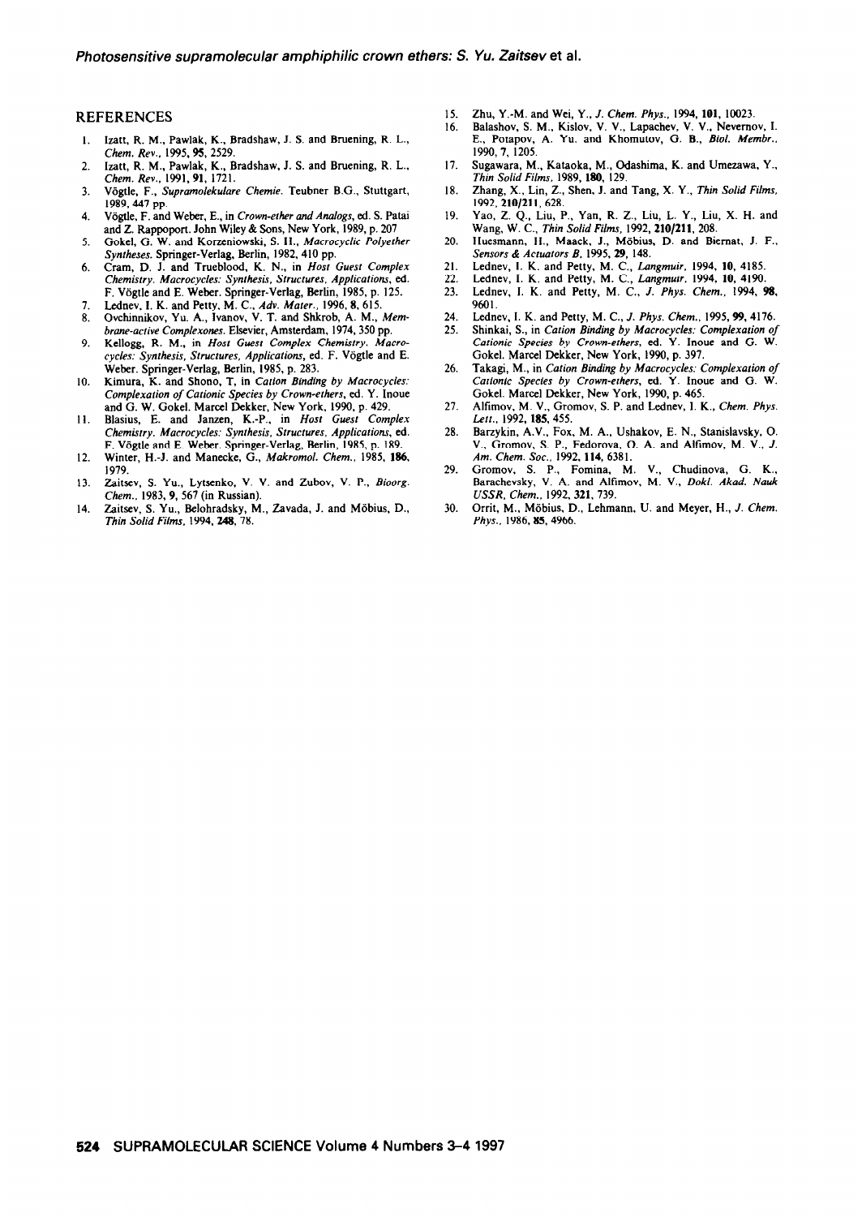## REFERENCES

1. Izatt, R. M., Pawlak, K., Bradshaw, J. S. and Bruening, R. L., *Chem. Rev.*, 1995, **95**, 2529.
2. Izatt, R. M., Pawlak, K., Bradshaw, J. S. and Bruening, R. L., *Chem. Rev.*, 1991, **91**, 1721.
3. Vögtle, F., *Supramolekulare Chemie*. Teubner B.G., Stuttgart, 1989, 447 pp.
4. Vögtle, F. and Weber, E., in *Crown-ether and Analogs*, ed. S. Patai and Z. Rappoport. John Wiley & Sons, New York, 1989, p. 207
5. Gokel, G. W. and Korzeniowski, S. H., *Macrocyclic Polyether Syntheses*. Springer-Verlag, Berlin, 1982, 410 pp.
6. Cram, D. J. and Trueblood, K. N., in *Host Guest Complex Chemistry. Macrocycles: Synthesis, Structures, Applications*, ed. F. Vögtle and E. Weber. Springer-Verlag, Berlin, 1985, p. 125.
7. Lednev, I. K. and Petty, M. C., *Adv. Mater.*, 1996, **8**, 615.
8. Ovchinnikov, Yu. A., Ivanov, V. T. and Shkrob, A. M., *Membrane-active Complexones*. Elsevier, Amsterdam, 1974, 350 pp.
9. Kellogg, R. M., in *Host Guest Complex Chemistry. Macrocycles: Synthesis, Structures, Applications*, ed. F. Vögtle and E. Weber. Springer-Verlag, Berlin, 1985, p. 283.
10. Kimura, K. and Shono, T, in *Cation Binding by Macrocycles: Complexation of Cationic Species by Crown-ethers*, ed. Y. Inoue and G. W. Gokel. Marcel Dekker, New York, 1990, p. 429.
11. Blasius, E. and Janzen, K.-P., in *Host Guest Complex Chemistry. Macrocycles: Synthesis, Structures, Applications*, ed. F. Vögtle and E. Weber. Springer-Verlag, Berlin, 1985, p. 189.
12. Winter, H.-J. and Manecke, G., *Makromol. Chem.*, 1985, **186**, 1979.
13. Zaitsev, S. Yu., Lytsenko, V. V. and Zubov, V. P., *Bioorg. Chem.*, 1983, **9**, 567 (in Russian).
14. Zaitsev, S. Yu., Belohradsky, M., Zavada, J. and Möbius, D., *Thin Solid Films*, 1994, **248**, 78.
15. Zhu, Y.-M. and Wei, Y., *J. Chem. Phys.*, 1994, **101**, 10023.
16. Balashov, S. M., Kislov, V. V., Lapachev, V. V., Nevernov, I. E., Potapov, A. Yu. and Khomutov, G. B., *Biol. Membr.*, 1990, **7**, 1205.
17. Sugawara, M., Kataoka, M., Odashima, K. and Umezawa, Y., *Thin Solid Films*, 1989, **180**, 129.
18. Zhang, X., Lin, Z., Shen, J. and Tang, X. Y., *Thin Solid Films*, 1992, **210/211**, 628.
19. Yao, Z. Q., Liu, P., Yan, R. Z., Liu, L. Y., Liu, X. H. and Wang, W. C., *Thin Solid Films*, 1992, **210/211**, 208.
20. Huesmann, H., Maack, J., Möbius, D. and Biernat, J. F., *Sensors & Actuators B*, 1995, **29**, 148.
21. Lednev, I. K. and Petty, M. C., *Langmuir*, 1994, **10**, 4185.
22. Lednev, I. K. and Petty, M. C., *Langmuir*, 1994, **10**, 4190.
23. Lednev, I. K. and Petty, M. C., *J. Phys. Chem.*, 1994, **98**, 9601.
24. Lednev, I. K. and Petty, M. C., *J. Phys. Chem.*, 1995, **99**, 4176.
25. Shinkai, S., in *Cation Binding by Macrocycles: Complexation of Cationic Species by Crown-ethers*, ed. Y. Inoue and G. W. Gokel. Marcel Dekker, New York, 1990, p. 397.
26. Takagi, M., in *Cation Binding by Macrocycles: Complexation of Cationic Species by Crown-ethers*, ed. Y. Inoue and G. W. Gokel. Marcel Dekker, New York, 1990, p. 465.
27. Alfimov, M. V., Gromov, S. P. and Lednev, I. K., *Chem. Phys. Lett.*, 1992, **185**, 455.
28. Barzykin, A.V., Fox, M. A., Ushakov, E. N., Stanislavsky, O. V., Gromov, S. P., Fedorova, O. A. and Alfimov, M. V., *J. Am. Chem. Soc.*, 1992, **114**, 6381.
29. Gromov, S. P., Fomina, M. V., Chudinova, G. K., Barachevsky, V. A. and Alfimov, M. V., *Dokl. Akad. Nauk USSR, Chem.*, 1992, **321**, 739.
30. Orrit, M., Möbius, D., Lehmann, U. and Meyer, H., *J. Chem. Phys.*, 1986, **85**, 4966.